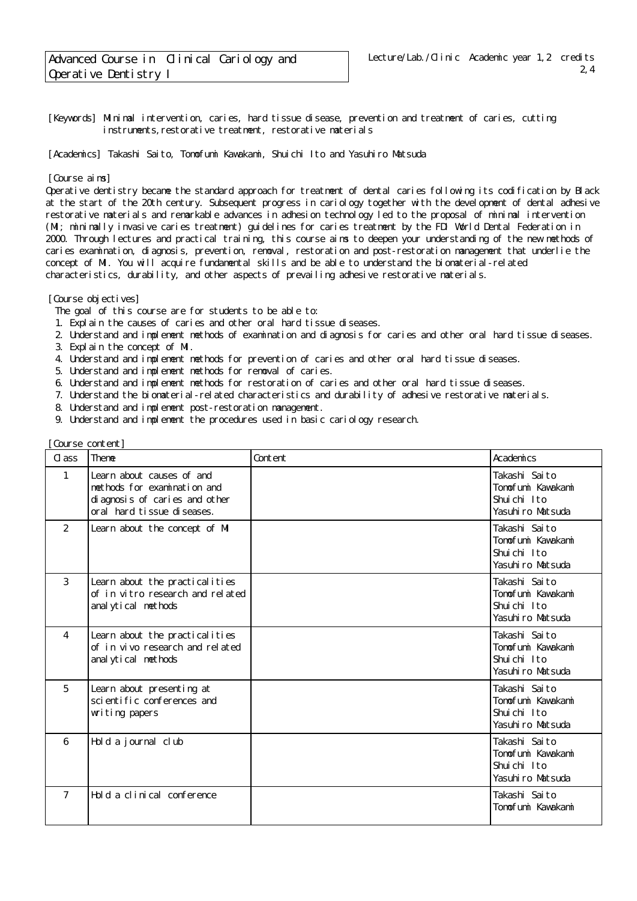# Advanced Course in Clinical Cariology and Operative Dentistry I

Lecture/Lab./Clinic Academic year 1,2 credits 2,4

[Keywords] Minimal intervention, caries, hard tissue disease, prevention and treatment of caries, cutting instruments,restorative treatment, restorative materials

[Academics] Takashi Saito, Tomofumi Kawakami, Shuichi Ito and Yasuhiro Matsuda

[Course aims]

Operative dentistry became the standard approach for treatment of dental caries following its codification by Black at the start of the 20th century. Subsequent progress in cariology together with the development of dental adhesive restorative materials and remarkable advances in adhesion technology led to the proposal of minimal intervention (MI; minimally invasive caries treatment) guidelines for caries treatment by the FDI World Dental Federation in 2000. Through lectures and practical training, this course aims to deepen your understanding of the new methods of caries examination, diagnosis, prevention, removal, restoration and post-restoration management that underlie the concept of MI. You will acquire fundamental skills and be able to understand the biomaterial-related characteristics, durability, and other aspects of prevailing adhesive restorative materials.

[Course objectives]

The goal of this course are for students to be able to:

1. Explain the causes of caries and other oral hard tissue diseases.
2. Understand and implement methods of examination and diagnosis for caries and other oral hard tissue diseases.
3. Explain the concept of MI.
4. Understand and implement methods for prevention of caries and other oral hard tissue diseases.
5. Understand and implement methods for removal of caries.
6. Understand and implement methods for restoration of caries and other oral hard tissue diseases.
7. Understand the biomaterial-related characteristics and durability of adhesive restorative materials.
8. Understand and implement post-restoration management.
9. Understand and implement the procedures used in basic cariology research.

[Course content]

| Class | Theme | Content | Academics |
|---|---|---|---|
| 1 | Learn about causes of and methods for examination and diagnosis of caries and other oral hard tissue diseases. | | Takashi Saito<br>Tomofumi Kawakami<br>Shuichi Ito<br>Yasuhiro Matsuda |
| 2 | Learn about the concept of MI | | Takashi Saito<br>Tomofumi Kawakami<br>Shuichi Ito<br>Yasuhiro Matsuda |
| 3 | Learn about the practicalities of in vitro research and related analytical methods | | Takashi Saito<br>Tomofumi Kawakami<br>Shuichi Ito<br>Yasuhiro Matsuda |
| 4 | Learn about the practicalities of in vivo research and related analytical methods | | Takashi Saito<br>Tomofumi Kawakami<br>Shuichi Ito<br>Yasuhiro Matsuda |
| 5 | Learn about presenting at scientific conferences and writing papers | | Takashi Saito<br>Tomofumi Kawakami<br>Shuichi Ito<br>Yasuhiro Matsuda |
| 6 | Hold a journal club | | Takashi Saito<br>Tomofumi Kawakami<br>Shuichi Ito<br>Yasuhiro Matsuda |
| 7 | Hold a clinical conference | | Takashi Saito<br>Tomofumi Kawakami |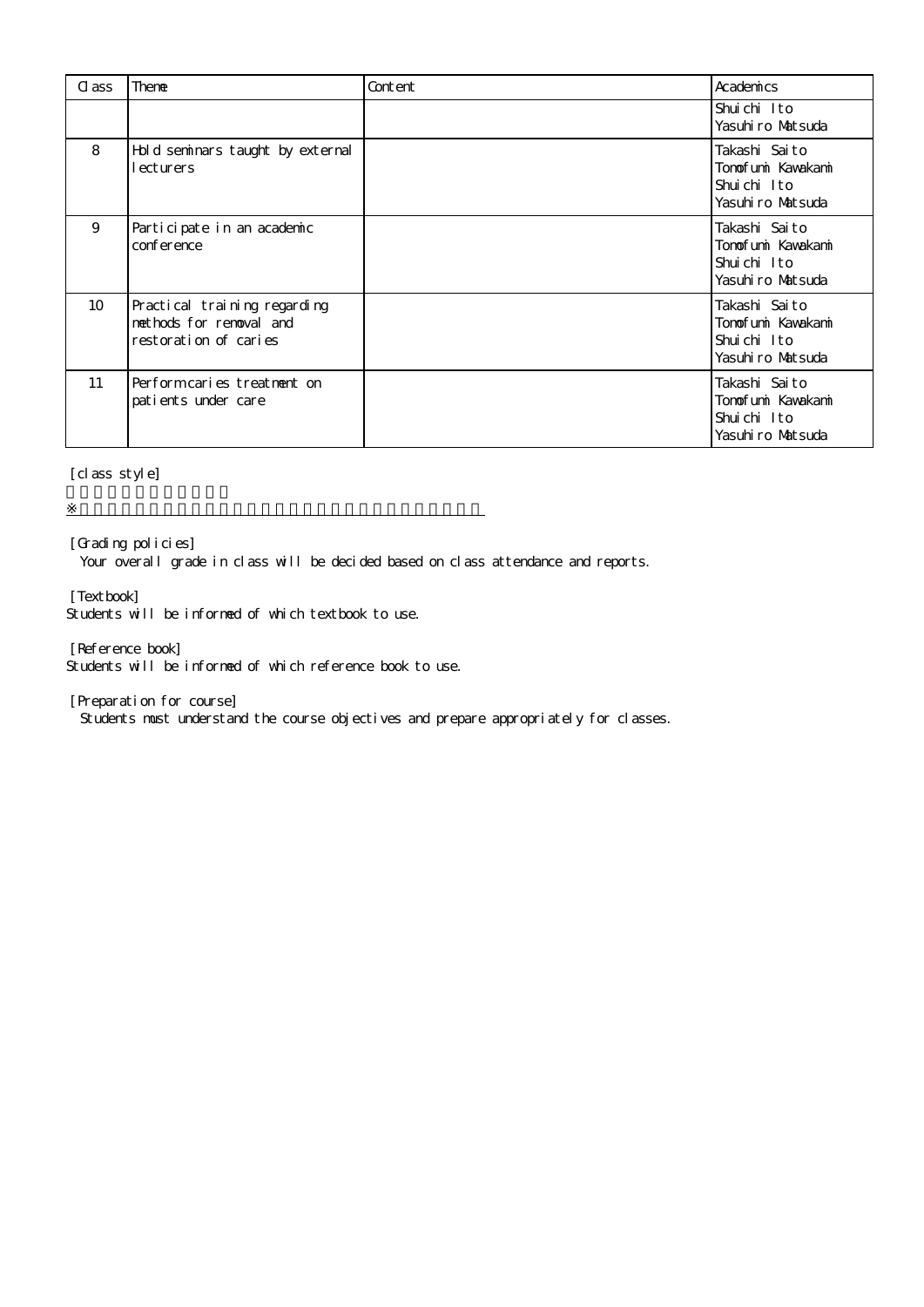| Class | Theme | Content | Academics |
|---|---|---|---|
| | | | Shuichi Ito<br>Yasuhiro Matsuda |
| 8 | Hold seminars taught by external lecturers | | Takashi Saito<br>Tomofumi Kawakami<br>Shuichi Ito<br>Yasuhiro Matsuda |
| 9 | Participate in an academic conference | | Takashi Saito<br>Tomofumi Kawakami<br>Shuichi Ito<br>Yasuhiro Matsuda |
| 10 | Practical training regarding methods for removal and restoration of caries | | Takashi Saito<br>Tomofumi Kawakami<br>Shuichi Ito<br>Yasuhiro Matsuda |
| 11 | Perform caries treatment on patients under care | | Takashi Saito<br>Tomofumi Kawakami<br>Shuichi Ito<br>Yasuhiro Matsuda |

[class style]

※

[Grading policies]
Your overall grade in class will be decided based on class attendance and reports.

[Textbook]
Students will be informed of which textbook to use.

[Reference book]
Students will be informed of which reference book to use.

[Preparation for course]
Students must understand the course objectives and prepare appropriately for classes.